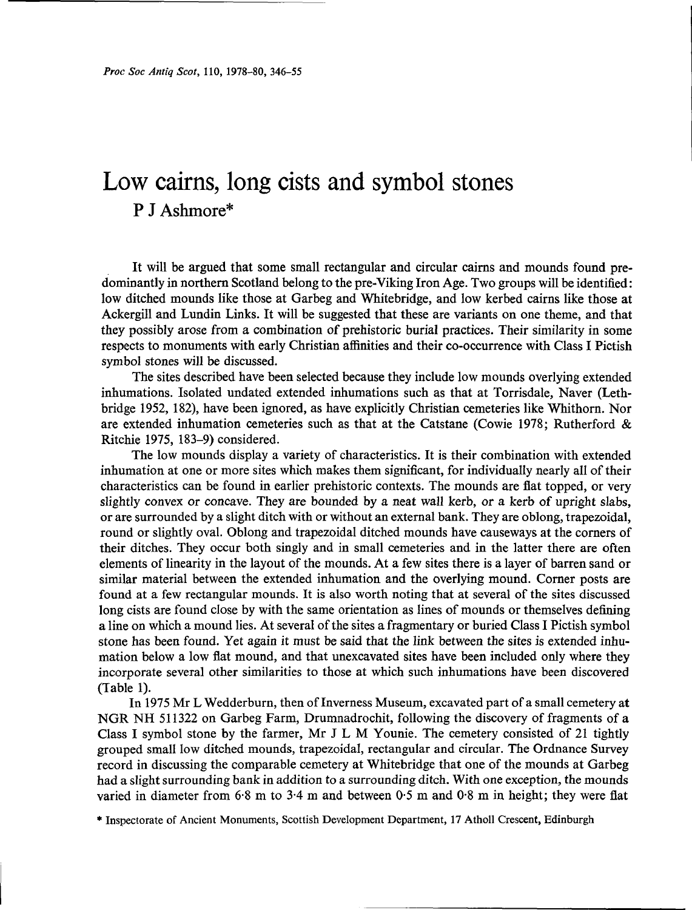# Low cairns, long cists and symbol stones

P J Ashmore*

It will be argued that some small rectangular and circular cairns and mounds found predominantly in northern Scotland belong to the pre-Viking Iron Age. Two groups will be identified: low ditched mounds like those at Garbeg and Whitebridge, and low kerbed cairns like those at Ackergill and Lundin Links. It will be suggested that these are variants on one theme, and that they possibly arose from a combination of prehistoric burial practices. Their similarity in some respects to monuments with early Christian affinities and their co-occurrence with Class I Pictish symbol stones will be discussed.

The sites described have been selected because they include low mounds overlying extended inhumations. Isolated undated extended inhumations such as that at Torrisdale, Naver (Lethbridge 1952, 182), have been ignored, as have explicitly Christian cemeteries like Whithorn. Nor are extended inhumation cemeteries such as that at the Catstane (Cowie 1978; Rutherford & Ritchie 1975, 183–9) considered.

The low mounds display a variety of characteristics. It is their combination with extended inhumation at one or more sites which makes them significant, for individually nearly all of their characteristics can be found in earlier prehistoric contexts. The mounds are flat topped, or very slightly convex or concave. They are bounded by a neat wall kerb, or a kerb of upright slabs, or are surrounded by a slight ditch with or without an external bank. They are oblong, trapezoidal, round or slightly oval. Oblong and trapezoidal ditched mounds have causeways at the corners of their ditches. They occur both singly and in small cemeteries and in the latter there are often elements of linearity in the layout of the mounds. At a few sites there is a layer of barren sand or similar material between the extended inhumation and the overlying mound. Corner posts are found at a few rectangular mounds. It is also worth noting that at several of the sites discussed long cists are found close by with the same orientation as lines of mounds or themselves defining a line on which a mound lies. At several of the sites a fragmentary or buried Class I Pictish symbol stone has been found. Yet again it must be said that the link between the sites is extended inhumation below a low flat mound, and that unexcavated sites have been included only where they incorporate several other similarities to those at which such inhumations have been discovered (Table 1).

In 1975 Mr L Wedderburn, then of Inverness Museum, excavated part of a small cemetery at NGR NH 511322 on Garbeg Farm, Drumnadrochit, following the discovery of fragments of a Class I symbol stone by the farmer, Mr J L M Younie. The cemetery consisted of 21 tightly grouped small low ditched mounds, trapezoidal, rectangular and circular. The Ordnance Survey record in discussing the comparable cemetery at Whitebridge that one of the mounds at Garbeg had a slight surrounding bank in addition to a surrounding ditch. With one exception, the mounds varied in diameter from 6·8 m to 3·4 m and between 0·5 m and 0·8 m in height; they were flat

\* Inspectorate of Ancient Monuments, Scottish Development Department, 17 Atholl Crescent, Edinburgh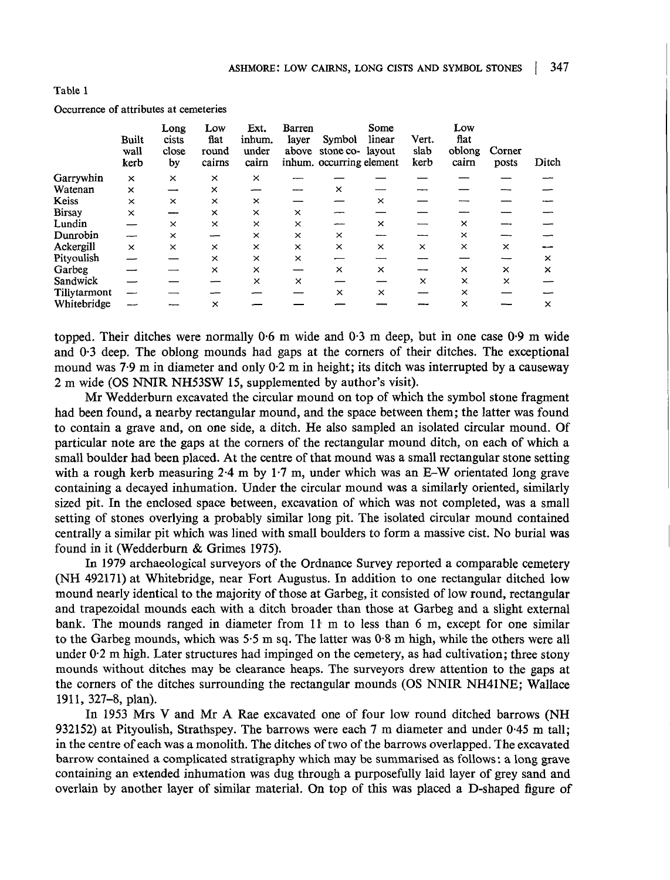Table 1

Occurrence of attributes at cemeteries

| | Built wall kerb | Long cists close by | Low flat round cairns | Ext. inhum. under cairn | Barren layer above inhum. | Symbol stone co-occurring | Some linear layout element | Vert. slab kerb | Low flat oblong cairn | Corner posts | Ditch |
|---|---|---|---|---|---|---|---|---|---|---|---|
| Garrywhin | × | × | × | × | — | — | — | — | — | — | — |
| Watenan | × | — | × | — | — | × | — | — | — | — | — |
| Keiss | × | × | × | × | — | — | × | — | — | — | — |
| Birsay | × | — | × | × | × | — | — | — | — | — | — |
| Lundin | — | × | × | × | × | — | × | — | × | — | — |
| Dunrobin | — | × | — | × | × | × | — | — | × | — | — |
| Ackergill | × | × | × | × | × | × | × | × | × | × | — |
| Pityoulish | — | — | × | × | × | — | — | — | — | — | × |
| Garbeg | — | — | × | × | — | × | × | — | × | × | × |
| Sandwick | — | — | — | × | × | — | — | × | × | × | — |
| Tillytarmont | — | — | — | — | — | × | × | — | × | — | — |
| Whitebridge | — | — | × | — | — | — | — | — | × | — | × |

topped. Their ditches were normally 0·6 m wide and 0·3 m deep, but in one case 0·9 m wide and 0·3 deep. The oblong mounds had gaps at the corners of their ditches. The exceptional mound was 7·9 m in diameter and only 0·2 m in height; its ditch was interrupted by a causeway 2 m wide (OS NNIR NH53SW 15, supplemented by author's visit).

Mr Wedderburn excavated the circular mound on top of which the symbol stone fragment had been found, a nearby rectangular mound, and the space between them; the latter was found to contain a grave and, on one side, a ditch. He also sampled an isolated circular mound. Of particular note are the gaps at the corners of the rectangular mound ditch, on each of which a small boulder had been placed. At the centre of that mound was a small rectangular stone setting with a rough kerb measuring 2·4 m by 1·7 m, under which was an E–W orientated long grave containing a decayed inhumation. Under the circular mound was a similarly oriented, similarly sized pit. In the enclosed space between, excavation of which was not completed, was a small setting of stones overlying a probably similar long pit. The isolated circular mound contained centrally a similar pit which was lined with small boulders to form a massive cist. No burial was found in it (Wedderburn & Grimes 1975).

In 1979 archaeological surveyors of the Ordnance Survey reported a comparable cemetery (NH 492171) at Whitebridge, near Fort Augustus. In addition to one rectangular ditched low mound nearly identical to the majority of those at Garbeg, it consisted of low round, rectangular and trapezoidal mounds each with a ditch broader than those at Garbeg and a slight external bank. The mounds ranged in diameter from 11 m to less than 6 m, except for one similar to the Garbeg mounds, which was 5·5 m sq. The latter was 0·8 m high, while the others were all under 0·2 m high. Later structures had impinged on the cemetery, as had cultivation; three stony mounds without ditches may be clearance heaps. The surveyors drew attention to the gaps at the corners of the ditches surrounding the rectangular mounds (OS NNIR NH41NE; Wallace 1911, 327–8, plan).

In 1953 Mrs V and Mr A Rae excavated one of four low round ditched barrows (NH 932152) at Pityoulish, Strathspey. The barrows were each 7 m diameter and under 0·45 m tall; in the centre of each was a monolith. The ditches of two of the barrows overlapped. The excavated barrow contained a complicated stratigraphy which may be summarised as follows: a long grave containing an extended inhumation was dug through a purposefully laid layer of grey sand and overlain by another layer of similar material. On top of this was placed a D-shaped figure of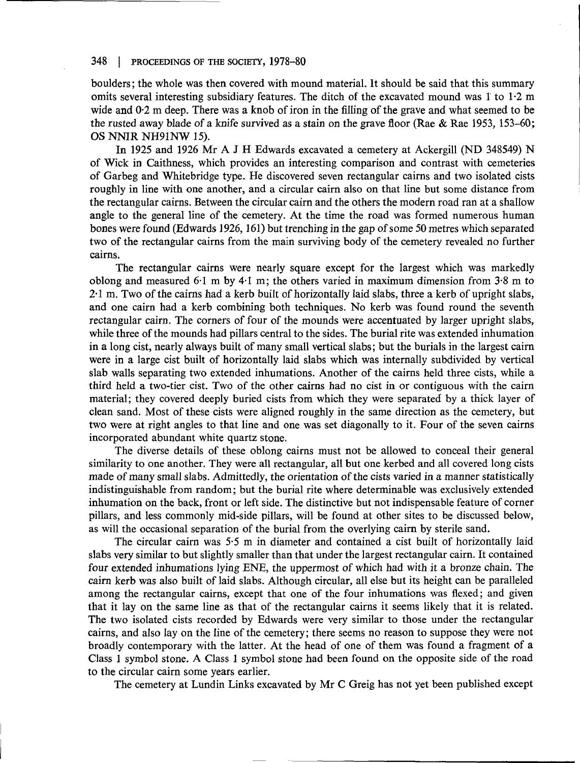boulders; the whole was then covered with mound material. It should be said that this summary omits several interesting subsidiary features. The ditch of the excavated mound was 1 to 1·2 m wide and 0·2 m deep. There was a knob of iron in the filling of the grave and what seemed to be the rusted away blade of a knife survived as a stain on the grave floor (Rae & Rae 1953, 153–60; OS NNIR NH91NW 15).

In 1925 and 1926 Mr A J H Edwards excavated a cemetery at Ackergill (ND 348549) N of Wick in Caithness, which provides an interesting comparison and contrast with cemeteries of Garbeg and Whitebridge type. He discovered seven rectangular cairns and two isolated cists roughly in line with one another, and a circular cairn also on that line but some distance from the rectangular cairns. Between the circular cairn and the others the modern road ran at a shallow angle to the general line of the cemetery. At the time the road was formed numerous human bones were found (Edwards 1926, 161) but trenching in the gap of some 50 metres which separated two of the rectangular cairns from the main surviving body of the cemetery revealed no further cairns.

The rectangular cairns were nearly square except for the largest which was markedly oblong and measured 6·1 m by 4·1 m; the others varied in maximum dimension from 3·8 m to 2·1 m. Two of the cairns had a kerb built of horizontally laid slabs, three a kerb of upright slabs, and one cairn had a kerb combining both techniques. No kerb was found round the seventh rectangular cairn. The corners of four of the mounds were accentuated by larger upright slabs, while three of the mounds had pillars central to the sides. The burial rite was extended inhumation in a long cist, nearly always built of many small vertical slabs; but the burials in the largest cairn were in a large cist built of horizontally laid slabs which was internally subdivided by vertical slab walls separating two extended inhumations. Another of the cairns held three cists, while a third held a two-tier cist. Two of the other cairns had no cist in or contiguous with the cairn material; they covered deeply buried cists from which they were separated by a thick layer of clean sand. Most of these cists were aligned roughly in the same direction as the cemetery, but two were at right angles to that line and one was set diagonally to it. Four of the seven cairns incorporated abundant white quartz stone.

The diverse details of these oblong cairns must not be allowed to conceal their general similarity to one another. They were all rectangular, all but one kerbed and all covered long cists made of many small slabs. Admittedly, the orientation of the cists varied in a manner statistically indistinguishable from random; but the burial rite where determinable was exclusively extended inhumation on the back, front or left side. The distinctive but not indispensable feature of corner pillars, and less commonly mid-side pillars, will be found at other sites to be discussed below, as will the occasional separation of the burial from the overlying cairn by sterile sand.

The circular cairn was 5·5 m in diameter and contained a cist built of horizontally laid slabs very similar to but slightly smaller than that under the largest rectangular cairn. It contained four extended inhumations lying ENE, the uppermost of which had with it a bronze chain. The cairn kerb was also built of laid slabs. Although circular, all else but its height can be paralleled among the rectangular cairns, except that one of the four inhumations was flexed; and given that it lay on the same line as that of the rectangular cairns it seems likely that it is related. The two isolated cists recorded by Edwards were very similar to those under the rectangular cairns, and also lay on the line of the cemetery; there seems no reason to suppose they were not broadly contemporary with the latter. At the head of one of them was found a fragment of a Class 1 symbol stone. A Class 1 symbol stone had been found on the opposite side of the road to the circular cairn some years earlier.

The cemetery at Lundin Links excavated by Mr C Greig has not yet been published except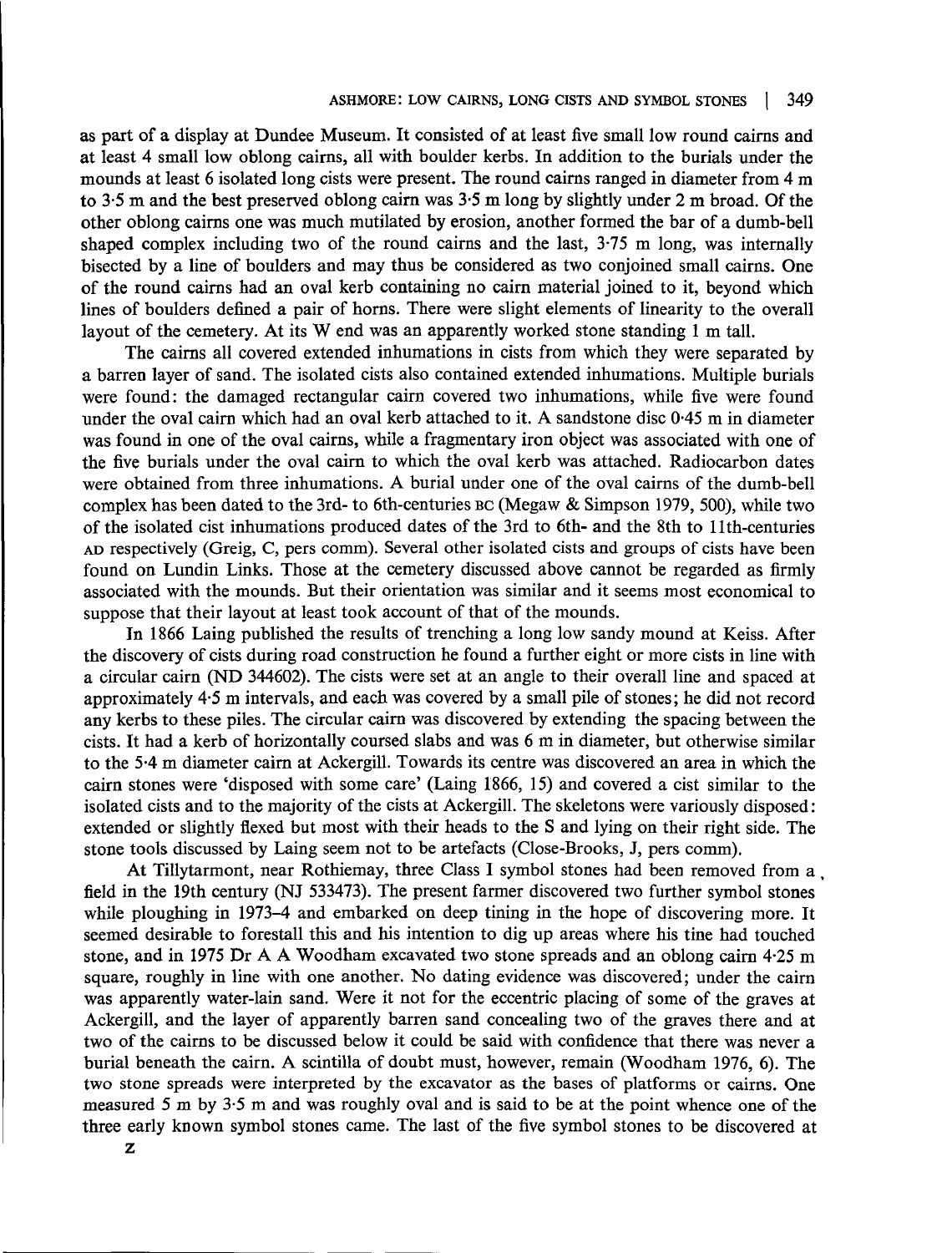as part of a display at Dundee Museum. It consisted of at least five small low round cairns and at least 4 small low oblong cairns, all with boulder kerbs. In addition to the burials under the mounds at least 6 isolated long cists were present. The round cairns ranged in diameter from 4 m to 3·5 m and the best preserved oblong cairn was 3·5 m long by slightly under 2 m broad. Of the other oblong cairns one was much mutilated by erosion, another formed the bar of a dumb-bell shaped complex including two of the round cairns and the last, 3·75 m long, was internally bisected by a line of boulders and may thus be considered as two conjoined small cairns. One of the round cairns had an oval kerb containing no cairn material joined to it, beyond which lines of boulders defined a pair of horns. There were slight elements of linearity to the overall layout of the cemetery. At its W end was an apparently worked stone standing 1 m tall.

The cairns all covered extended inhumations in cists from which they were separated by a barren layer of sand. The isolated cists also contained extended inhumations. Multiple burials were found: the damaged rectangular cairn covered two inhumations, while five were found under the oval cairn which had an oval kerb attached to it. A sandstone disc 0·45 m in diameter was found in one of the oval cairns, while a fragmentary iron object was associated with one of the five burials under the oval cairn to which the oval kerb was attached. Radiocarbon dates were obtained from three inhumations. A burial under one of the oval cairns of the dumb-bell complex has been dated to the 3rd- to 6th-centuries BC (Megaw & Simpson 1979, 500), while two of the isolated cist inhumations produced dates of the 3rd to 6th- and the 8th to 11th-centuries AD respectively (Greig, C, pers comm). Several other isolated cists and groups of cists have been found on Lundin Links. Those at the cemetery discussed above cannot be regarded as firmly associated with the mounds. But their orientation was similar and it seems most economical to suppose that their layout at least took account of that of the mounds.

In 1866 Laing published the results of trenching a long low sandy mound at Keiss. After the discovery of cists during road construction he found a further eight or more cists in line with a circular cairn (ND 344602). The cists were set at an angle to their overall line and spaced at approximately 4·5 m intervals, and each was covered by a small pile of stones; he did not record any kerbs to these piles. The circular cairn was discovered by extending the spacing between the cists. It had a kerb of horizontally coursed slabs and was 6 m in diameter, but otherwise similar to the 5·4 m diameter cairn at Ackergill. Towards its centre was discovered an area in which the cairn stones were 'disposed with some care' (Laing 1866, 15) and covered a cist similar to the isolated cists and to the majority of the cists at Ackergill. The skeletons were variously disposed: extended or slightly flexed but most with their heads to the S and lying on their right side. The stone tools discussed by Laing seem not to be artefacts (Close-Brooks, J, pers comm).

At Tillytarmont, near Rothiemay, three Class I symbol stones had been removed from a field in the 19th century (NJ 533473). The present farmer discovered two further symbol stones while ploughing in 1973–4 and embarked on deep tining in the hope of discovering more. It seemed desirable to forestall this and his intention to dig up areas where his tine had touched stone, and in 1975 Dr A A Woodham excavated two stone spreads and an oblong cairn 4·25 m square, roughly in line with one another. No dating evidence was discovered; under the cairn was apparently water-lain sand. Were it not for the eccentric placing of some of the graves at Ackergill, and the layer of apparently barren sand concealing two of the graves there and at two of the cairns to be discussed below it could be said with confidence that there was never a burial beneath the cairn. A scintilla of doubt must, however, remain (Woodham 1976, 6). The two stone spreads were interpreted by the excavator as the bases of platforms or cairns. One measured 5 m by 3·5 m and was roughly oval and is said to be at the point whence one of the three early known symbol stones came. The last of the five symbol stones to be discovered at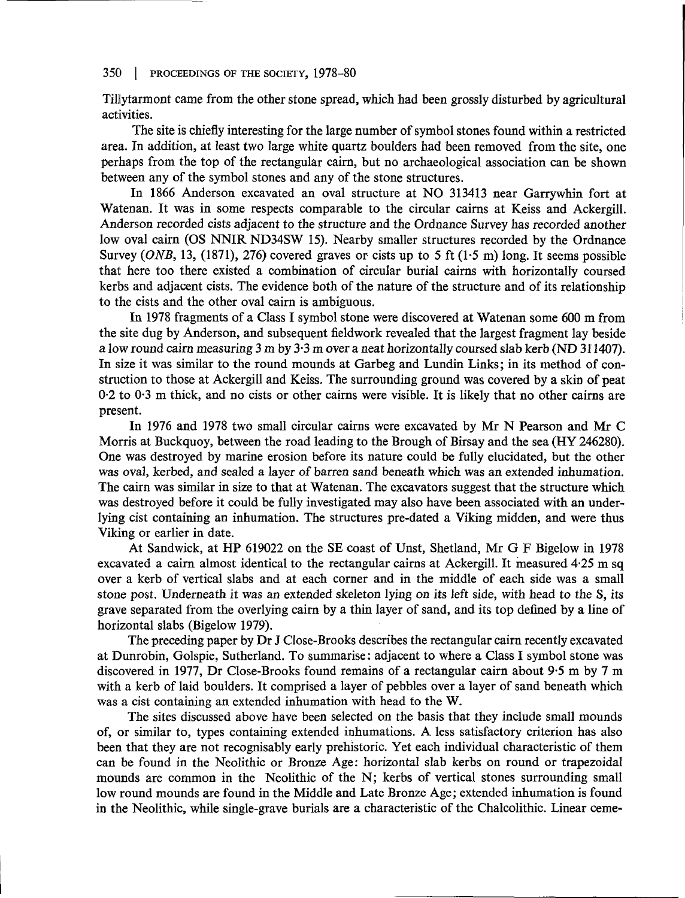Tillytarmont came from the other stone spread, which had been grossly disturbed by agricultural activities.

The site is chiefly interesting for the large number of symbol stones found within a restricted area. In addition, at least two large white quartz boulders had been removed from the site, one perhaps from the top of the rectangular cairn, but no archaeological association can be shown between any of the symbol stones and any of the stone structures.

In 1866 Anderson excavated an oval structure at NO 313413 near Garrywhin fort at Watenan. It was in some respects comparable to the circular cairns at Keiss and Ackergill. Anderson recorded cists adjacent to the structure and the Ordnance Survey has recorded another low oval cairn (OS NNIR ND34SW 15). Nearby smaller structures recorded by the Ordnance Survey (*ONB*, 13, (1871), 276) covered graves or cists up to 5 ft (1·5 m) long. It seems possible that here too there existed a combination of circular burial cairns with horizontally coursed kerbs and adjacent cists. The evidence both of the nature of the structure and of its relationship to the cists and the other oval cairn is ambiguous.

In 1978 fragments of a Class I symbol stone were discovered at Watenan some 600 m from the site dug by Anderson, and subsequent fieldwork revealed that the largest fragment lay beside a low round cairn measuring 3 m by 3·3 m over a neat horizontally coursed slab kerb (ND 311407). In size it was similar to the round mounds at Garbeg and Lundin Links; in its method of construction to those at Ackergill and Keiss. The surrounding ground was covered by a skin of peat 0·2 to 0·3 m thick, and no cists or other cairns were visible. It is likely that no other cairns are present.

In 1976 and 1978 two small circular cairns were excavated by Mr N Pearson and Mr C Morris at Buckquoy, between the road leading to the Brough of Birsay and the sea (HY 246280). One was destroyed by marine erosion before its nature could be fully elucidated, but the other was oval, kerbed, and sealed a layer of barren sand beneath which was an extended inhumation. The cairn was similar in size to that at Watenan. The excavators suggest that the structure which was destroyed before it could be fully investigated may also have been associated with an underlying cist containing an inhumation. The structures pre-dated a Viking midden, and were thus Viking or earlier in date.

At Sandwick, at HP 619022 on the SE coast of Unst, Shetland, Mr G F Bigelow in 1978 excavated a cairn almost identical to the rectangular cairns at Ackergill. It measured 4·25 m sq over a kerb of vertical slabs and at each corner and in the middle of each side was a small stone post. Underneath it was an extended skeleton lying on its left side, with head to the S, its grave separated from the overlying cairn by a thin layer of sand, and its top defined by a line of horizontal slabs (Bigelow 1979).

The preceding paper by Dr J Close-Brooks describes the rectangular cairn recently excavated at Dunrobin, Golspie, Sutherland. To summarise: adjacent to where a Class I symbol stone was discovered in 1977, Dr Close-Brooks found remains of a rectangular cairn about 9·5 m by 7 m with a kerb of laid boulders. It comprised a layer of pebbles over a layer of sand beneath which was a cist containing an extended inhumation with head to the W.

The sites discussed above have been selected on the basis that they include small mounds of, or similar to, types containing extended inhumations. A less satisfactory criterion has also been that they are not recognisably early prehistoric. Yet each individual characteristic of them can be found in the Neolithic or Bronze Age: horizontal slab kerbs on round or trapezoidal mounds are common in the Neolithic of the N; kerbs of vertical stones surrounding small low round mounds are found in the Middle and Late Bronze Age; extended inhumation is found in the Neolithic, while single-grave burials are a characteristic of the Chalcolithic. Linear ceme-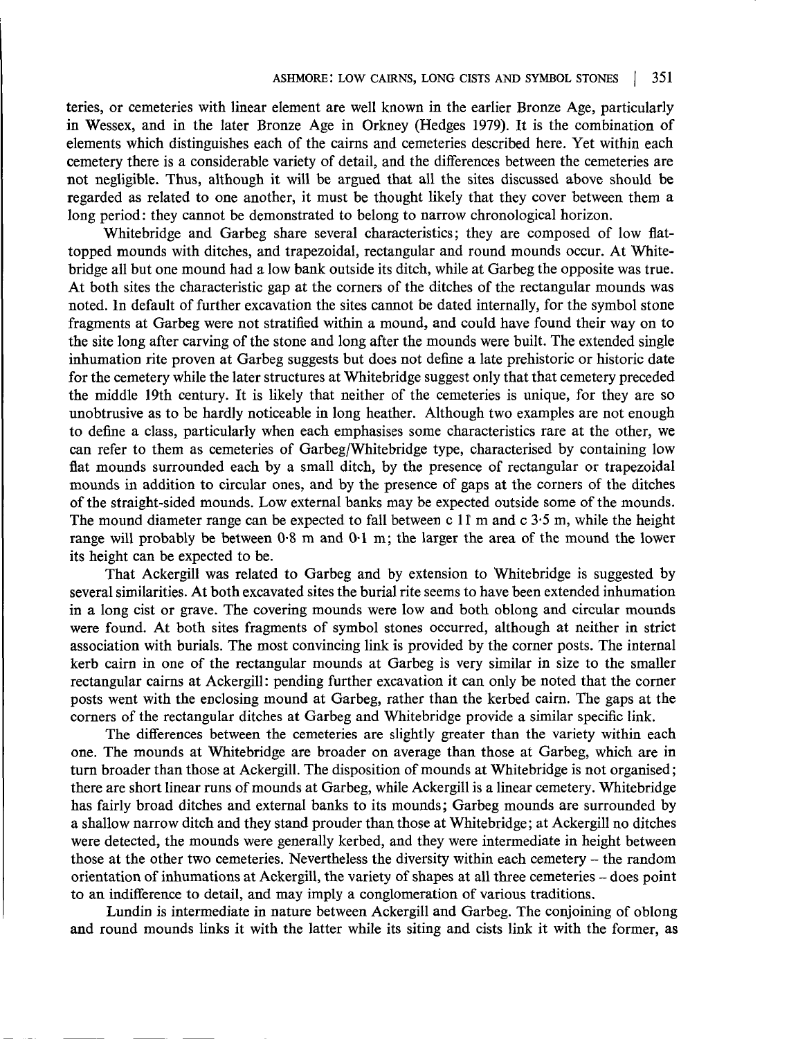teries, or cemeteries with linear element are well known in the earlier Bronze Age, particularly in Wessex, and in the later Bronze Age in Orkney (Hedges 1979). It is the combination of elements which distinguishes each of the cairns and cemeteries described here. Yet within each cemetery there is a considerable variety of detail, and the differences between the cemeteries are not negligible. Thus, although it will be argued that all the sites discussed above should be regarded as related to one another, it must be thought likely that they cover between them a long period: they cannot be demonstrated to belong to narrow chronological horizon.

Whitebridge and Garbeg share several characteristics; they are composed of low flat-topped mounds with ditches, and trapezoidal, rectangular and round mounds occur. At Whitebridge all but one mound had a low bank outside its ditch, while at Garbeg the opposite was true. At both sites the characteristic gap at the corners of the ditches of the rectangular mounds was noted. In default of further excavation the sites cannot be dated internally, for the symbol stone fragments at Garbeg were not stratified within a mound, and could have found their way on to the site long after carving of the stone and long after the mounds were built. The extended single inhumation rite proven at Garbeg suggests but does not define a late prehistoric or historic date for the cemetery while the later structures at Whitebridge suggest only that that cemetery preceded the middle 19th century. It is likely that neither of the cemeteries is unique, for they are so unobtrusive as to be hardly noticeable in long heather. Although two examples are not enough to define a class, particularly when each emphasises some characteristics rare at the other, we can refer to them as cemeteries of Garbeg/Whitebridge type, characterised by containing low flat mounds surrounded each by a small ditch, by the presence of rectangular or trapezoidal mounds in addition to circular ones, and by the presence of gaps at the corners of the ditches of the straight-sided mounds. Low external banks may be expected outside some of the mounds. The mound diameter range can be expected to fall between c 11 m and c 3·5 m, while the height range will probably be between 0·8 m and 0·1 m; the larger the area of the mound the lower its height can be expected to be.

That Ackergill was related to Garbeg and by extension to Whitebridge is suggested by several similarities. At both excavated sites the burial rite seems to have been extended inhumation in a long cist or grave. The covering mounds were low and both oblong and circular mounds were found. At both sites fragments of symbol stones occurred, although at neither in strict association with burials. The most convincing link is provided by the corner posts. The internal kerb cairn in one of the rectangular mounds at Garbeg is very similar in size to the smaller rectangular cairns at Ackergill: pending further excavation it can only be noted that the corner posts went with the enclosing mound at Garbeg, rather than the kerbed cairn. The gaps at the corners of the rectangular ditches at Garbeg and Whitebridge provide a similar specific link.

The differences between the cemeteries are slightly greater than the variety within each one. The mounds at Whitebridge are broader on average than those at Garbeg, which are in turn broader than those at Ackergill. The disposition of mounds at Whitebridge is not organised; there are short linear runs of mounds at Garbeg, while Ackergill is a linear cemetery. Whitebridge has fairly broad ditches and external banks to its mounds; Garbeg mounds are surrounded by a shallow narrow ditch and they stand prouder than those at Whitebridge; at Ackergill no ditches were detected, the mounds were generally kerbed, and they were intermediate in height between those at the other two cemeteries. Nevertheless the diversity within each cemetery – the random orientation of inhumations at Ackergill, the variety of shapes at all three cemeteries – does point to an indifference to detail, and may imply a conglomeration of various traditions.

Lundin is intermediate in nature between Ackergill and Garbeg. The conjoining of oblong and round mounds links it with the latter while its siting and cists link it with the former, as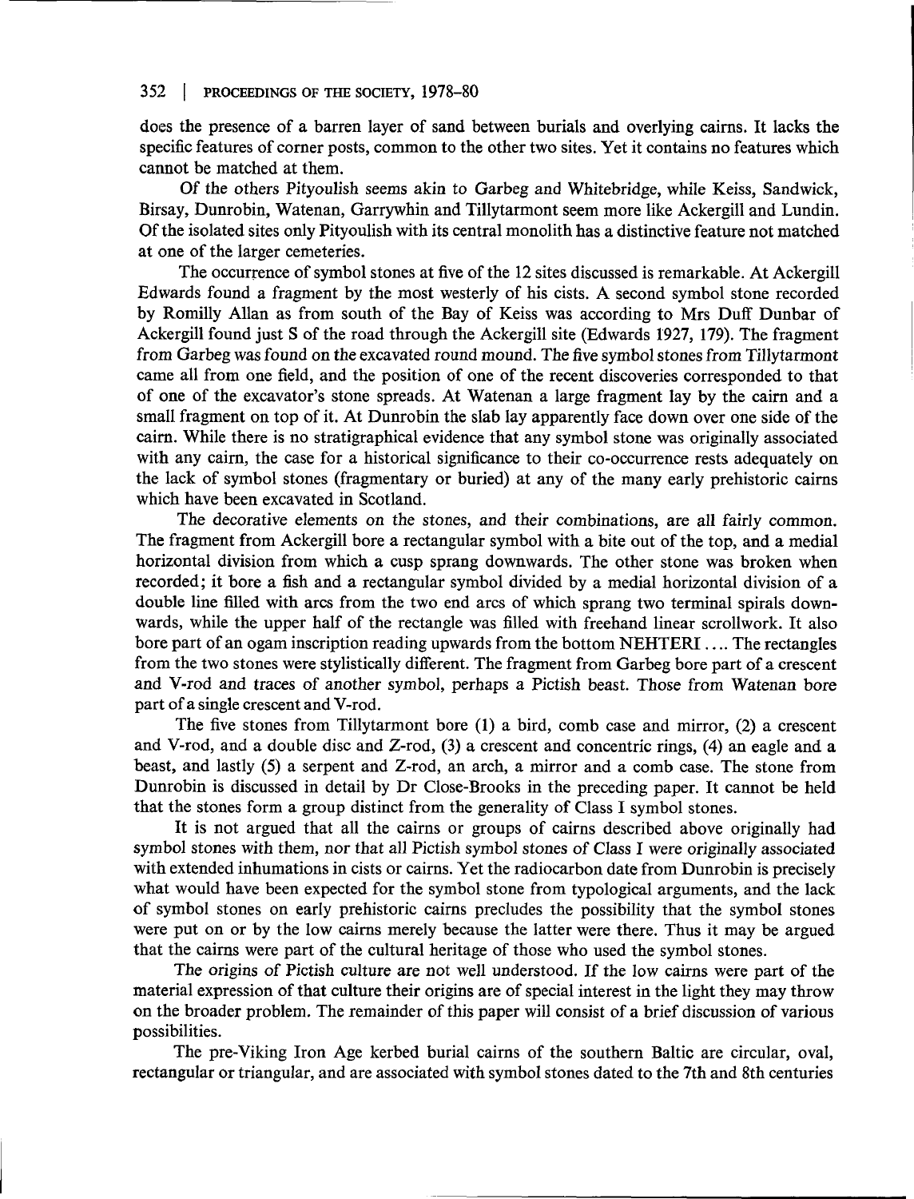does the presence of a barren layer of sand between burials and overlying cairns. It lacks the specific features of corner posts, common to the other two sites. Yet it contains no features which cannot be matched at them.

Of the others Pityoulish seems akin to Garbeg and Whitebridge, while Keiss, Sandwick, Birsay, Dunrobin, Watenan, Garrywhin and Tillytarmont seem more like Ackergill and Lundin. Of the isolated sites only Pityoulish with its central monolith has a distinctive feature not matched at one of the larger cemeteries.

The occurrence of symbol stones at five of the 12 sites discussed is remarkable. At Ackergill Edwards found a fragment by the most westerly of his cists. A second symbol stone recorded by Romilly Allan as from south of the Bay of Keiss was according to Mrs Duff Dunbar of Ackergill found just S of the road through the Ackergill site (Edwards 1927, 179). The fragment from Garbeg was found on the excavated round mound. The five symbol stones from Tillytarmont came all from one field, and the position of one of the recent discoveries corresponded to that of one of the excavator's stone spreads. At Watenan a large fragment lay by the cairn and a small fragment on top of it. At Dunrobin the slab lay apparently face down over one side of the cairn. While there is no stratigraphical evidence that any symbol stone was originally associated with any cairn, the case for a historical significance to their co-occurrence rests adequately on the lack of symbol stones (fragmentary or buried) at any of the many early prehistoric cairns which have been excavated in Scotland.

The decorative elements on the stones, and their combinations, are all fairly common. The fragment from Ackergill bore a rectangular symbol with a bite out of the top, and a medial horizontal division from which a cusp sprang downwards. The other stone was broken when recorded; it bore a fish and a rectangular symbol divided by a medial horizontal division of a double line filled with arcs from the two end arcs of which sprang two terminal spirals downwards, while the upper half of the rectangle was filled with freehand linear scrollwork. It also bore part of an ogam inscription reading upwards from the bottom NEHTERI .... The rectangles from the two stones were stylistically different. The fragment from Garbeg bore part of a crescent and V-rod and traces of another symbol, perhaps a Pictish beast. Those from Watenan bore part of a single crescent and V-rod.

The five stones from Tillytarmont bore (1) a bird, comb case and mirror, (2) a crescent and V-rod, and a double disc and Z-rod, (3) a crescent and concentric rings, (4) an eagle and a beast, and lastly (5) a serpent and Z-rod, an arch, a mirror and a comb case. The stone from Dunrobin is discussed in detail by Dr Close-Brooks in the preceding paper. It cannot be held that the stones form a group distinct from the generality of Class I symbol stones.

It is not argued that all the cairns or groups of cairns described above originally had symbol stones with them, nor that all Pictish symbol stones of Class I were originally associated with extended inhumations in cists or cairns. Yet the radiocarbon date from Dunrobin is precisely what would have been expected for the symbol stone from typological arguments, and the lack of symbol stones on early prehistoric cairns precludes the possibility that the symbol stones were put on or by the low cairns merely because the latter were there. Thus it may be argued that the cairns were part of the cultural heritage of those who used the symbol stones.

The origins of Pictish culture are not well understood. If the low cairns were part of the material expression of that culture their origins are of special interest in the light they may throw on the broader problem. The remainder of this paper will consist of a brief discussion of various possibilities.

The pre-Viking Iron Age kerbed burial cairns of the southern Baltic are circular, oval, rectangular or triangular, and are associated with symbol stones dated to the 7th and 8th centuries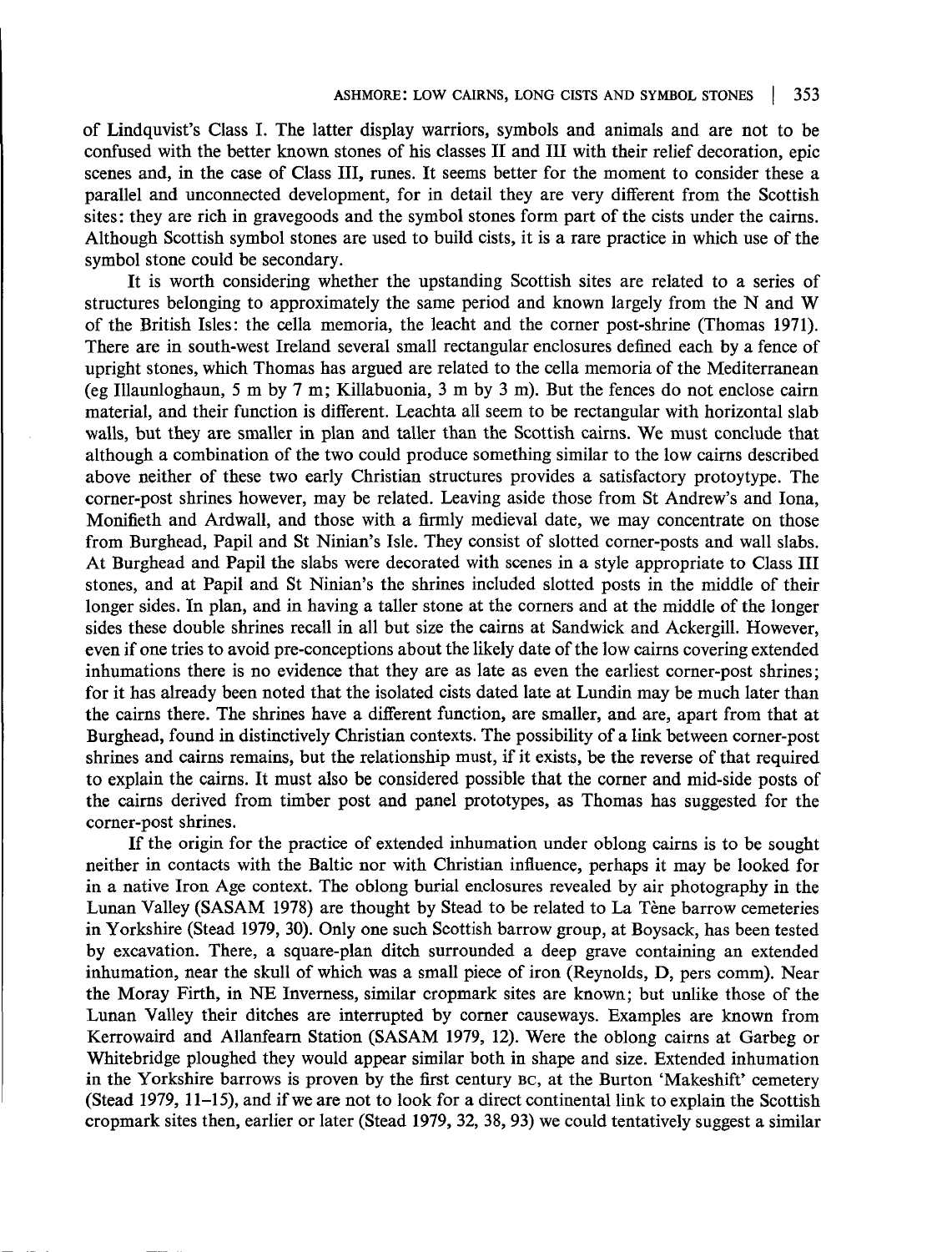of Lindquvist's Class I. The latter display warriors, symbols and animals and are not to be confused with the better known stones of his classes II and III with their relief decoration, epic scenes and, in the case of Class III, runes. It seems better for the moment to consider these a parallel and unconnected development, for in detail they are very different from the Scottish sites: they are rich in gravegoods and the symbol stones form part of the cists under the cairns. Although Scottish symbol stones are used to build cists, it is a rare practice in which use of the symbol stone could be secondary.

It is worth considering whether the upstanding Scottish sites are related to a series of structures belonging to approximately the same period and known largely from the N and W of the British Isles: the cella memoria, the leacht and the corner post-shrine (Thomas 1971). There are in south-west Ireland several small rectangular enclosures defined each by a fence of upright stones, which Thomas has argued are related to the cella memoria of the Mediterranean (eg Illaunloghaun, 5 m by 7 m; Killabuonia, 3 m by 3 m). But the fences do not enclose cairn material, and their function is different. Leachta all seem to be rectangular with horizontal slab walls, but they are smaller in plan and taller than the Scottish cairns. We must conclude that although a combination of the two could produce something similar to the low cairns described above neither of these two early Christian structures provides a satisfactory protoytype. The corner-post shrines however, may be related. Leaving aside those from St Andrew's and Iona, Monifieth and Ardwall, and those with a firmly medieval date, we may concentrate on those from Burghead, Papil and St Ninian's Isle. They consist of slotted corner-posts and wall slabs. At Burghead and Papil the slabs were decorated with scenes in a style appropriate to Class III stones, and at Papil and St Ninian's the shrines included slotted posts in the middle of their longer sides. In plan, and in having a taller stone at the corners and at the middle of the longer sides these double shrines recall in all but size the cairns at Sandwick and Ackergill. However, even if one tries to avoid pre-conceptions about the likely date of the low cairns covering extended inhumations there is no evidence that they are as late as even the earliest corner-post shrines; for it has already been noted that the isolated cists dated late at Lundin may be much later than the cairns there. The shrines have a different function, are smaller, and are, apart from that at Burghead, found in distinctively Christian contexts. The possibility of a link between corner-post shrines and cairns remains, but the relationship must, if it exists, be the reverse of that required to explain the cairns. It must also be considered possible that the corner and mid-side posts of the cairns derived from timber post and panel prototypes, as Thomas has suggested for the corner-post shrines.

If the origin for the practice of extended inhumation under oblong cairns is to be sought neither in contacts with the Baltic nor with Christian influence, perhaps it may be looked for in a native Iron Age context. The oblong burial enclosures revealed by air photography in the Lunan Valley (SASAM 1978) are thought by Stead to be related to La Tène barrow cemeteries in Yorkshire (Stead 1979, 30). Only one such Scottish barrow group, at Boysack, has been tested by excavation. There, a square-plan ditch surrounded a deep grave containing an extended inhumation, near the skull of which was a small piece of iron (Reynolds, D, pers comm). Near the Moray Firth, in NE Inverness, similar cropmark sites are known; but unlike those of the Lunan Valley their ditches are interrupted by corner causeways. Examples are known from Kerrowaird and Allanfearn Station (SASAM 1979, 12). Were the oblong cairns at Garbeg or Whitebridge ploughed they would appear similar both in shape and size. Extended inhumation in the Yorkshire barrows is proven by the first century BC, at the Burton 'Makeshift' cemetery (Stead 1979, 11–15), and if we are not to look for a direct continental link to explain the Scottish cropmark sites then, earlier or later (Stead 1979, 32, 38, 93) we could tentatively suggest a similar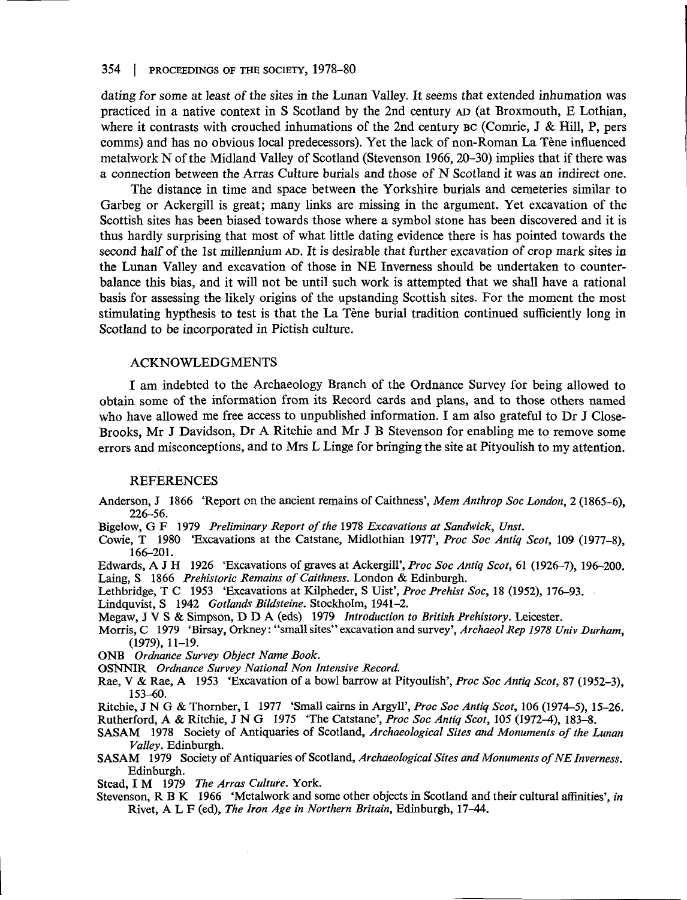dating for some at least of the sites in the Lunan Valley. It seems that extended inhumation was practiced in a native context in S Scotland by the 2nd century AD (at Broxmouth, E Lothian, where it contrasts with crouched inhumations of the 2nd century BC (Comrie, J & Hill, P, pers comms) and has no obvious local predecessors). Yet the lack of non-Roman La Tène influenced metalwork N of the Midland Valley of Scotland (Stevenson 1966, 20–30) implies that if there was a connection between the Arras Culture burials and those of N Scotland it was an indirect one.

The distance in time and space between the Yorkshire burials and cemeteries similar to Garbeg or Ackergill is great; many links are missing in the argument. Yet excavation of the Scottish sites has been biased towards those where a symbol stone has been discovered and it is thus hardly surprising that most of what little dating evidence there is has pointed towards the second half of the 1st millennium AD. It is desirable that further excavation of crop mark sites in the Lunan Valley and excavation of those in NE Inverness should be undertaken to counterbalance this bias, and it will not be until such work is attempted that we shall have a rational basis for assessing the likely origins of the upstanding Scottish sites. For the moment the most stimulating hypthesis to test is that the La Tène burial tradition continued sufficiently long in Scotland to be incorporated in Pictish culture.

## ACKNOWLEDGMENTS

I am indebted to the Archaeology Branch of the Ordnance Survey for being allowed to obtain some of the information from its Record cards and plans, and to those others named who have allowed me free access to unpublished information. I am also grateful to Dr J Close-Brooks, Mr J Davidson, Dr A Ritchie and Mr J B Stevenson for enabling me to remove some errors and misconceptions, and to Mrs L Linge for bringing the site at Pityoulish to my attention.

## REFERENCES

Anderson, J 1866 'Report on the ancient remains of Caithness', *Mem Anthrop Soc London*, 2 (1865–6), 226–56.

Bigelow, G F 1979 *Preliminary Report of the 1978 Excavations at Sandwick, Unst.*

Cowie, T 1980 'Excavations at the Catstane, Midlothian 1977', *Proc Soc Antiq Scot*, 109 (1977–8), 166–201.

Edwards, A J H 1926 'Excavations of graves at Ackergill', *Proc Soc Antiq Scot*, 61 (1926–7), 196–200.

Laing, S 1866 *Prehistoric Remains of Caithness*. London & Edinburgh.

Lethbridge, T C 1953 'Excavations at Kilpheder, S Uist', *Proc Prehist Soc*, 18 (1952), 176–93.

Lindquvist, S 1942 *Gotlands Bildsteine*. Stockholm, 1941–2.

Megaw, J V S & Simpson, D D A (eds) 1979 *Introduction to British Prehistory*. Leicester.

Morris, C 1979 'Birsay, Orkney: "small sites" excavation and survey', *Archaeol Rep 1978 Univ Durham*, (1979), 11–19.

ONB *Ordnance Survey Object Name Book*.

OSNNIR *Ordnance Survey National Non Intensive Record*.

Rae, V & Rae, A 1953 'Excavation of a bowl barrow at Pityoulish', *Proc Soc Antiq Scot*, 87 (1952–3), 153–60.

Ritchie, J N G & Thornber, I 1977 'Small cairns in Argyll', *Proc Soc Antiq Scot*, 106 (1974–5), 15–26.

Rutherford, A & Ritchie, J N G 1975 'The Catstane', *Proc Soc Antiq Scot*, 105 (1972–4), 183–8.

SASAM 1978 Society of Antiquaries of Scotland, *Archaeological Sites and Monuments of the Lunan Valley*. Edinburgh.

SASAM 1979 Society of Antiquaries of Scotland, *Archaeological Sites and Monuments of NE Inverness*. Edinburgh.

Stead, I M 1979 *The Arras Culture*. York.

Stevenson, R B K 1966 'Metalwork and some other objects in Scotland and their cultural affinities', *in* Rivet, A L F (ed), *The Iron Age in Northern Britain*, Edinburgh, 17–44.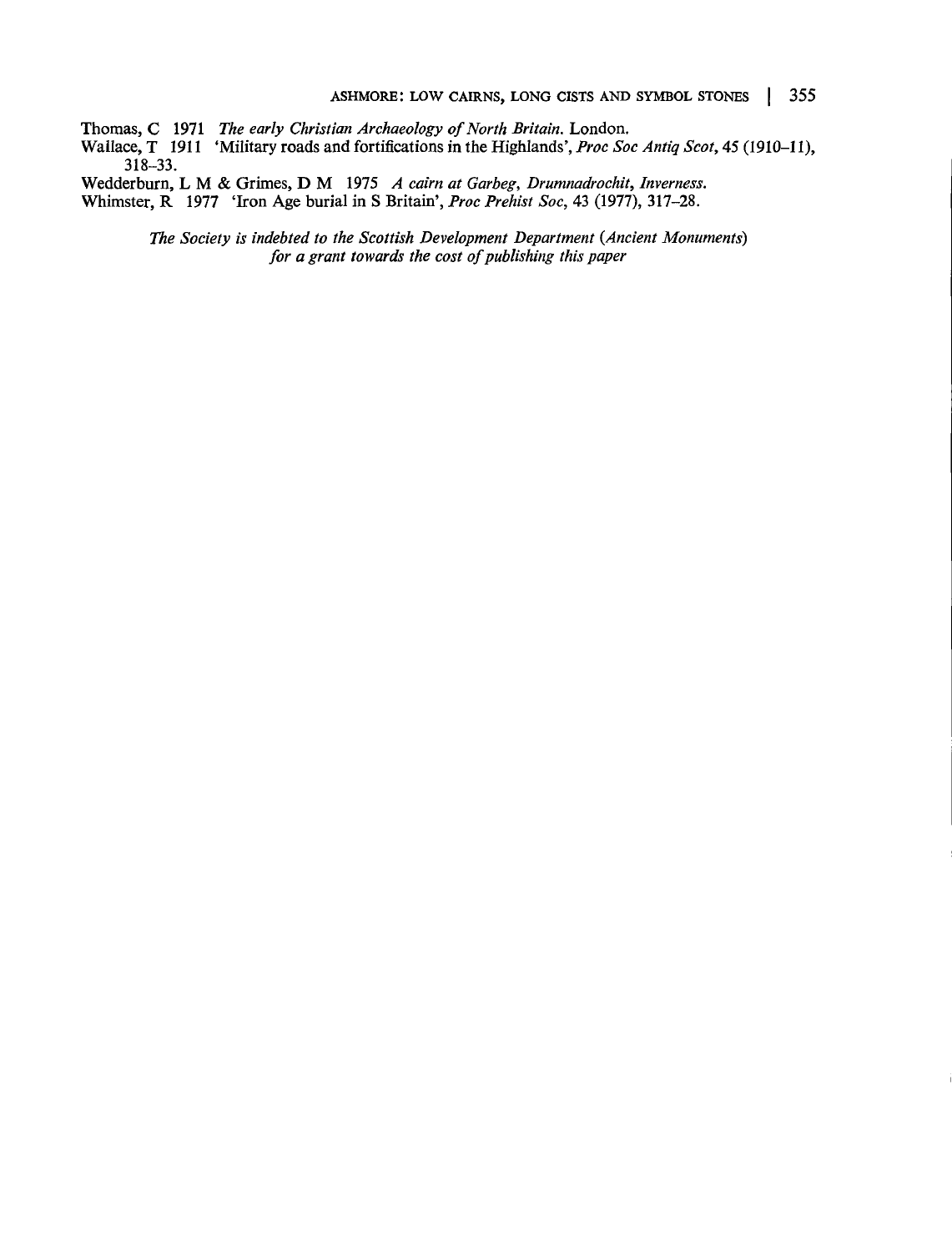Thomas, C 1971 *The early Christian Archaeology of North Britain.* London.

Wallace, T 1911 'Military roads and fortifications in the Highlands', *Proc Soc Antiq Scot*, 45 (1910–11), 318–33.

Wedderburn, L M & Grimes, D M 1975 *A cairn at Garbeg, Drumnadrochit, Inverness.*

Whimster, R 1977 'Iron Age burial in S Britain', *Proc Prehist Soc*, 43 (1977), 317–28.

*The Society is indebted to the Scottish Development Department (Ancient Monuments) for a grant towards the cost of publishing this paper*